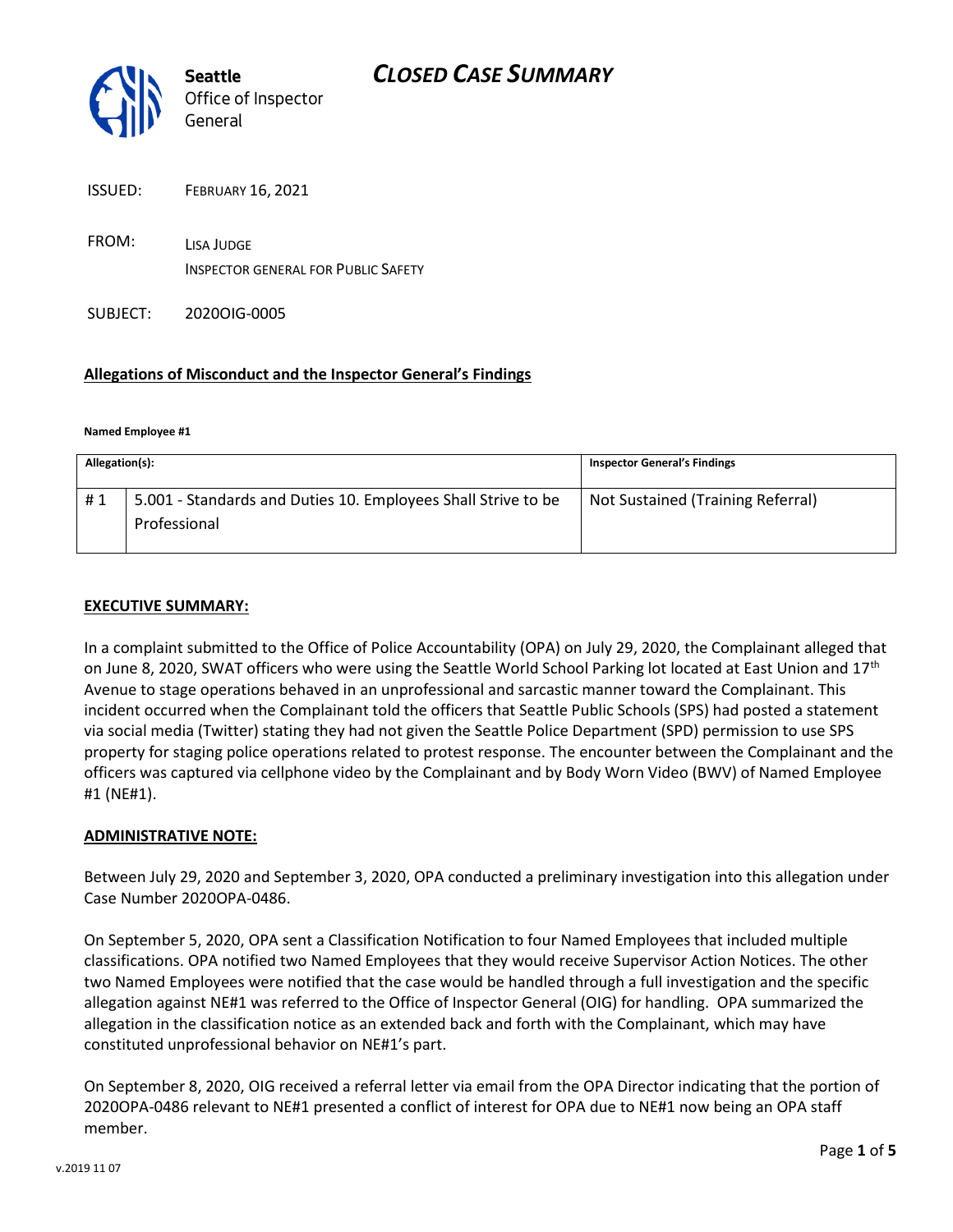**Seattle** Office of Inspector General

# *CLOSED CASE SUMMARY*

ISSUED: FEBRUARY 16, 2021

FROM: LISA JUDGE
INSPECTOR GENERAL FOR PUBLIC SAFETY

SUBJECT: 2020OIG-0005

## Allegations of Misconduct and the Inspector General's Findings

**Named Employee #1**

| Allegation(s): | | Inspector General's Findings |
|---|---|---|
| # 1 | 5.001 - Standards and Duties 10. Employees Shall Strive to be Professional | Not Sustained (Training Referral) |

### EXECUTIVE SUMMARY:

In a complaint submitted to the Office of Police Accountability (OPA) on July 29, 2020, the Complainant alleged that on June 8, 2020, SWAT officers who were using the Seattle World School Parking lot located at East Union and 17th Avenue to stage operations behaved in an unprofessional and sarcastic manner toward the Complainant. This incident occurred when the Complainant told the officers that Seattle Public Schools (SPS) had posted a statement via social media (Twitter) stating they had not given the Seattle Police Department (SPD) permission to use SPS property for staging police operations related to protest response. The encounter between the Complainant and the officers was captured via cellphone video by the Complainant and by Body Worn Video (BWV) of Named Employee #1 (NE#1).

### ADMINISTRATIVE NOTE:

Between July 29, 2020 and September 3, 2020, OPA conducted a preliminary investigation into this allegation under Case Number 2020OPA-0486.

On September 5, 2020, OPA sent a Classification Notification to four Named Employees that included multiple classifications. OPA notified two Named Employees that they would receive Supervisor Action Notices. The other two Named Employees were notified that the case would be handled through a full investigation and the specific allegation against NE#1 was referred to the Office of Inspector General (OIG) for handling. OPA summarized the allegation in the classification notice as an extended back and forth with the Complainant, which may have constituted unprofessional behavior on NE#1's part.

On September 8, 2020, OIG received a referral letter via email from the OPA Director indicating that the portion of 2020OPA-0486 relevant to NE#1 presented a conflict of interest for OPA due to NE#1 now being an OPA staff member.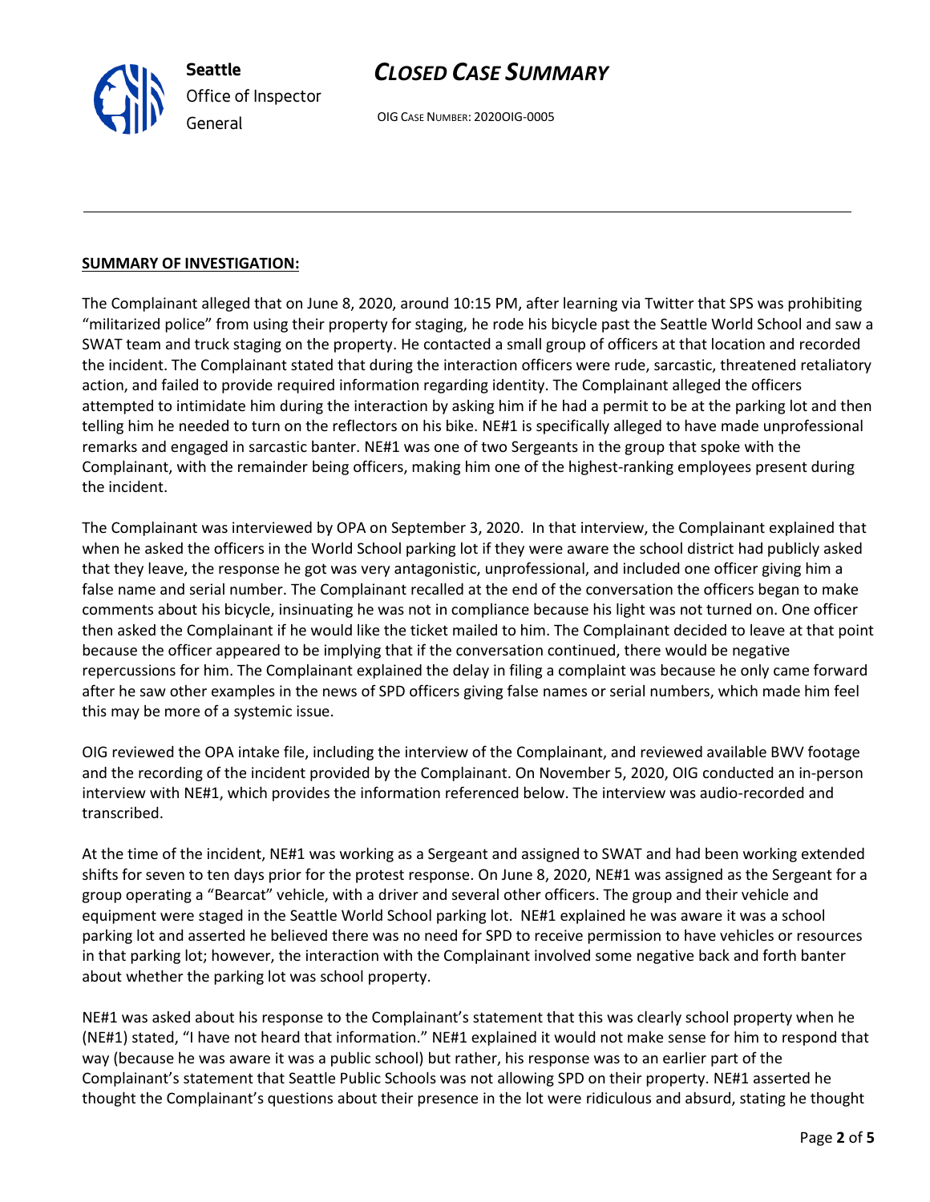## SUMMARY OF INVESTIGATION:

The Complainant alleged that on June 8, 2020, around 10:15 PM, after learning via Twitter that SPS was prohibiting "militarized police" from using their property for staging, he rode his bicycle past the Seattle World School and saw a SWAT team and truck staging on the property. He contacted a small group of officers at that location and recorded the incident. The Complainant stated that during the interaction officers were rude, sarcastic, threatened retaliatory action, and failed to provide required information regarding identity. The Complainant alleged the officers attempted to intimidate him during the interaction by asking him if he had a permit to be at the parking lot and then telling him he needed to turn on the reflectors on his bike. NE#1 is specifically alleged to have made unprofessional remarks and engaged in sarcastic banter. NE#1 was one of two Sergeants in the group that spoke with the Complainant, with the remainder being officers, making him one of the highest-ranking employees present during the incident.

The Complainant was interviewed by OPA on September 3, 2020. In that interview, the Complainant explained that when he asked the officers in the World School parking lot if they were aware the school district had publicly asked that they leave, the response he got was very antagonistic, unprofessional, and included one officer giving him a false name and serial number. The Complainant recalled at the end of the conversation the officers began to make comments about his bicycle, insinuating he was not in compliance because his light was not turned on. One officer then asked the Complainant if he would like the ticket mailed to him. The Complainant decided to leave at that point because the officer appeared to be implying that if the conversation continued, there would be negative repercussions for him. The Complainant explained the delay in filing a complaint was because he only came forward after he saw other examples in the news of SPD officers giving false names or serial numbers, which made him feel this may be more of a systemic issue.

OIG reviewed the OPA intake file, including the interview of the Complainant, and reviewed available BWV footage and the recording of the incident provided by the Complainant. On November 5, 2020, OIG conducted an in-person interview with NE#1, which provides the information referenced below. The interview was audio-recorded and transcribed.

At the time of the incident, NE#1 was working as a Sergeant and assigned to SWAT and had been working extended shifts for seven to ten days prior for the protest response. On June 8, 2020, NE#1 was assigned as the Sergeant for a group operating a "Bearcat" vehicle, with a driver and several other officers. The group and their vehicle and equipment were staged in the Seattle World School parking lot. NE#1 explained he was aware it was a school parking lot and asserted he believed there was no need for SPD to receive permission to have vehicles or resources in that parking lot; however, the interaction with the Complainant involved some negative back and forth banter about whether the parking lot was school property.

NE#1 was asked about his response to the Complainant's statement that this was clearly school property when he (NE#1) stated, "I have not heard that information." NE#1 explained it would not make sense for him to respond that way (because he was aware it was a public school) but rather, his response was to an earlier part of the Complainant's statement that Seattle Public Schools was not allowing SPD on their property. NE#1 asserted he thought the Complainant's questions about their presence in the lot were ridiculous and absurd, stating he thought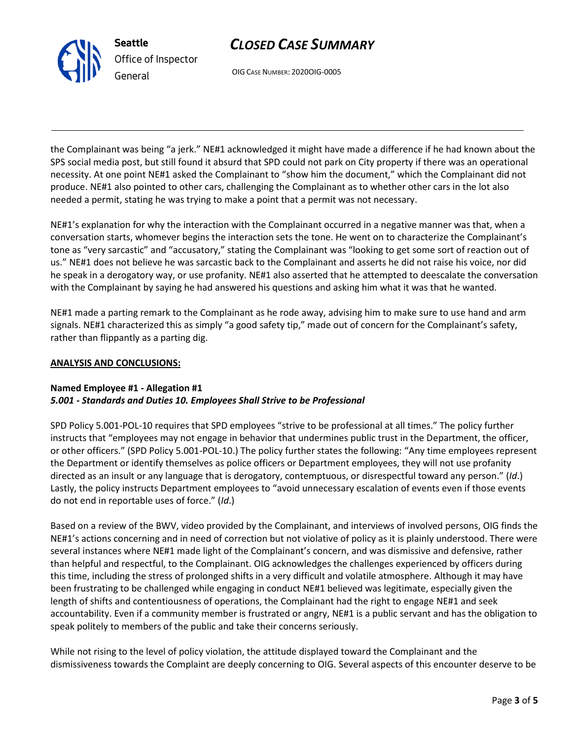the Complainant was being "a jerk." NE#1 acknowledged it might have made a difference if he had known about the SPS social media post, but still found it absurd that SPD could not park on City property if there was an operational necessity. At one point NE#1 asked the Complainant to "show him the document," which the Complainant did not produce. NE#1 also pointed to other cars, challenging the Complainant as to whether other cars in the lot also needed a permit, stating he was trying to make a point that a permit was not necessary.

NE#1's explanation for why the interaction with the Complainant occurred in a negative manner was that, when a conversation starts, whomever begins the interaction sets the tone. He went on to characterize the Complainant's tone as "very sarcastic" and "accusatory," stating the Complainant was "looking to get some sort of reaction out of us." NE#1 does not believe he was sarcastic back to the Complainant and asserts he did not raise his voice, nor did he speak in a derogatory way, or use profanity. NE#1 also asserted that he attempted to deescalate the conversation with the Complainant by saying he had answered his questions and asking him what it was that he wanted.

NE#1 made a parting remark to the Complainant as he rode away, advising him to make sure to use hand and arm signals. NE#1 characterized this as simply "a good safety tip," made out of concern for the Complainant's safety, rather than flippantly as a parting dig.

**ANALYSIS AND CONCLUSIONS:**

**Named Employee #1 - Allegation #1**
***5.001 - Standards and Duties 10. Employees Shall Strive to be Professional***

SPD Policy 5.001-POL-10 requires that SPD employees "strive to be professional at all times." The policy further instructs that "employees may not engage in behavior that undermines public trust in the Department, the officer, or other officers." (SPD Policy 5.001-POL-10.) The policy further states the following: "Any time employees represent the Department or identify themselves as police officers or Department employees, they will not use profanity directed as an insult or any language that is derogatory, contemptuous, or disrespectful toward any person." (*Id*.) Lastly, the policy instructs Department employees to "avoid unnecessary escalation of events even if those events do not end in reportable uses of force." (*Id*.)

Based on a review of the BWV, video provided by the Complainant, and interviews of involved persons, OIG finds the NE#1's actions concerning and in need of correction but not violative of policy as it is plainly understood. There were several instances where NE#1 made light of the Complainant's concern, and was dismissive and defensive, rather than helpful and respectful, to the Complainant. OIG acknowledges the challenges experienced by officers during this time, including the stress of prolonged shifts in a very difficult and volatile atmosphere. Although it may have been frustrating to be challenged while engaging in conduct NE#1 believed was legitimate, especially given the length of shifts and contentiousness of operations, the Complainant had the right to engage NE#1 and seek accountability. Even if a community member is frustrated or angry, NE#1 is a public servant and has the obligation to speak politely to members of the public and take their concerns seriously.

While not rising to the level of policy violation, the attitude displayed toward the Complainant and the dismissiveness towards the Complaint are deeply concerning to OIG. Several aspects of this encounter deserve to be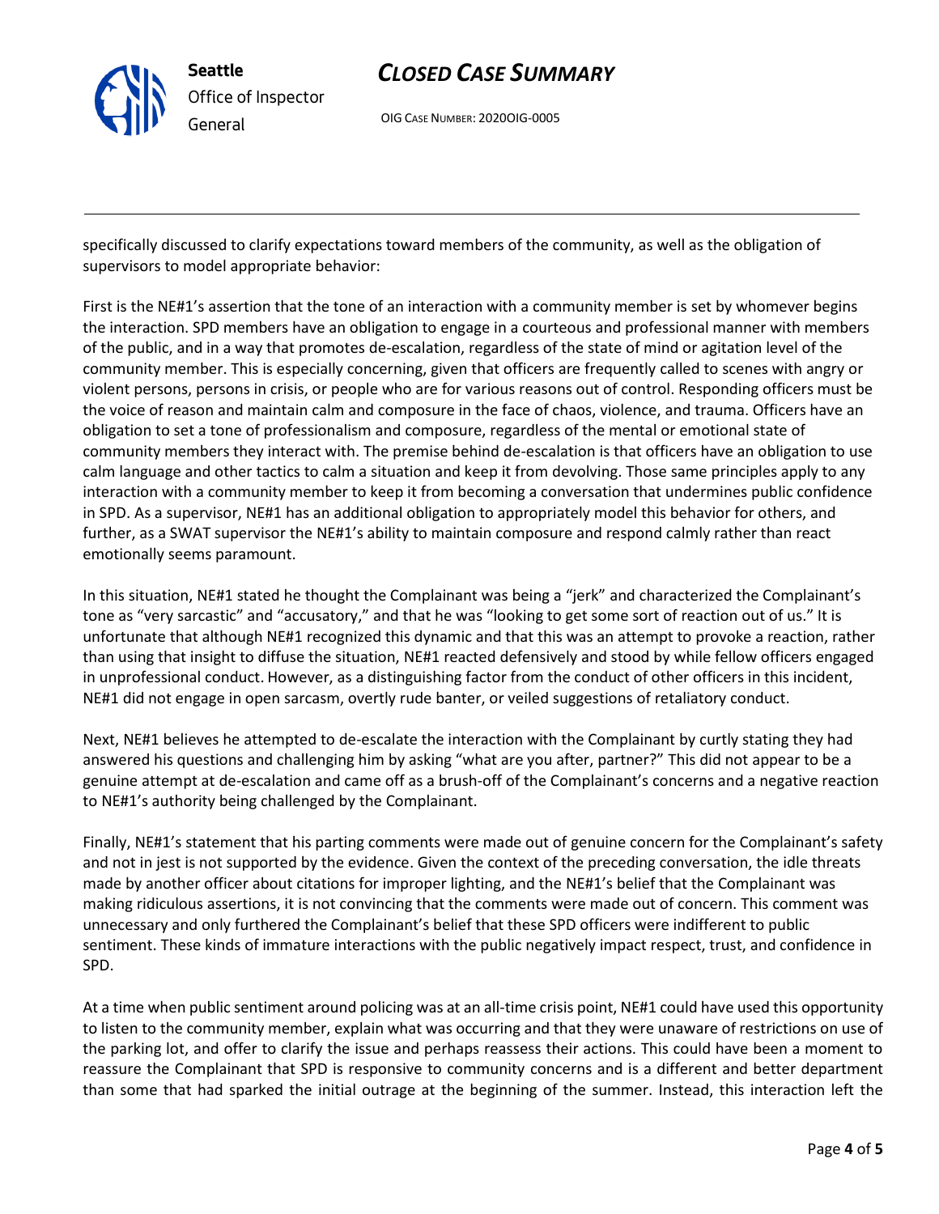specifically discussed to clarify expectations toward members of the community, as well as the obligation of supervisors to model appropriate behavior:

First is the NE#1's assertion that the tone of an interaction with a community member is set by whomever begins the interaction. SPD members have an obligation to engage in a courteous and professional manner with members of the public, and in a way that promotes de-escalation, regardless of the state of mind or agitation level of the community member. This is especially concerning, given that officers are frequently called to scenes with angry or violent persons, persons in crisis, or people who are for various reasons out of control. Responding officers must be the voice of reason and maintain calm and composure in the face of chaos, violence, and trauma. Officers have an obligation to set a tone of professionalism and composure, regardless of the mental or emotional state of community members they interact with. The premise behind de-escalation is that officers have an obligation to use calm language and other tactics to calm a situation and keep it from devolving. Those same principles apply to any interaction with a community member to keep it from becoming a conversation that undermines public confidence in SPD. As a supervisor, NE#1 has an additional obligation to appropriately model this behavior for others, and further, as a SWAT supervisor the NE#1's ability to maintain composure and respond calmly rather than react emotionally seems paramount.

In this situation, NE#1 stated he thought the Complainant was being a "jerk" and characterized the Complainant's tone as "very sarcastic" and "accusatory," and that he was "looking to get some sort of reaction out of us." It is unfortunate that although NE#1 recognized this dynamic and that this was an attempt to provoke a reaction, rather than using that insight to diffuse the situation, NE#1 reacted defensively and stood by while fellow officers engaged in unprofessional conduct. However, as a distinguishing factor from the conduct of other officers in this incident, NE#1 did not engage in open sarcasm, overtly rude banter, or veiled suggestions of retaliatory conduct.

Next, NE#1 believes he attempted to de-escalate the interaction with the Complainant by curtly stating they had answered his questions and challenging him by asking "what are you after, partner?" This did not appear to be a genuine attempt at de-escalation and came off as a brush-off of the Complainant's concerns and a negative reaction to NE#1's authority being challenged by the Complainant.

Finally, NE#1's statement that his parting comments were made out of genuine concern for the Complainant's safety and not in jest is not supported by the evidence. Given the context of the preceding conversation, the idle threats made by another officer about citations for improper lighting, and the NE#1's belief that the Complainant was making ridiculous assertions, it is not convincing that the comments were made out of concern. This comment was unnecessary and only furthered the Complainant's belief that these SPD officers were indifferent to public sentiment. These kinds of immature interactions with the public negatively impact respect, trust, and confidence in SPD.

At a time when public sentiment around policing was at an all-time crisis point, NE#1 could have used this opportunity to listen to the community member, explain what was occurring and that they were unaware of restrictions on use of the parking lot, and offer to clarify the issue and perhaps reassess their actions. This could have been a moment to reassure the Complainant that SPD is responsive to community concerns and is a different and better department than some that had sparked the initial outrage at the beginning of the summer. Instead, this interaction left the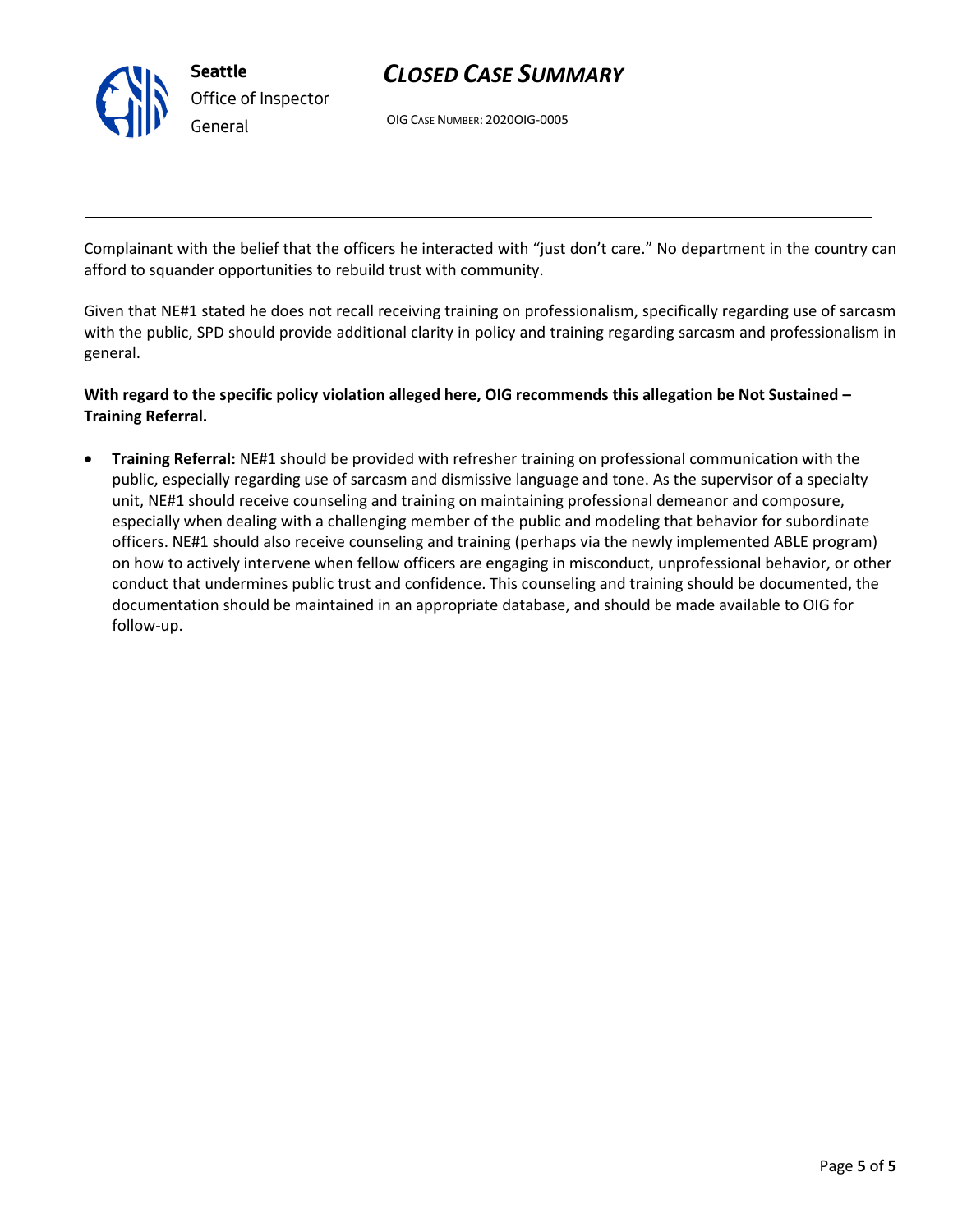Complainant with the belief that the officers he interacted with "just don't care." No department in the country can afford to squander opportunities to rebuild trust with community.

Given that NE#1 stated he does not recall receiving training on professionalism, specifically regarding use of sarcasm with the public, SPD should provide additional clarity in policy and training regarding sarcasm and professionalism in general.

**With regard to the specific policy violation alleged here, OIG recommends this allegation be Not Sustained – Training Referral.**

- **Training Referral:** NE#1 should be provided with refresher training on professional communication with the public, especially regarding use of sarcasm and dismissive language and tone. As the supervisor of a specialty unit, NE#1 should receive counseling and training on maintaining professional demeanor and composure, especially when dealing with a challenging member of the public and modeling that behavior for subordinate officers. NE#1 should also receive counseling and training (perhaps via the newly implemented ABLE program) on how to actively intervene when fellow officers are engaging in misconduct, unprofessional behavior, or other conduct that undermines public trust and confidence. This counseling and training should be documented, the documentation should be maintained in an appropriate database, and should be made available to OIG for follow-up.